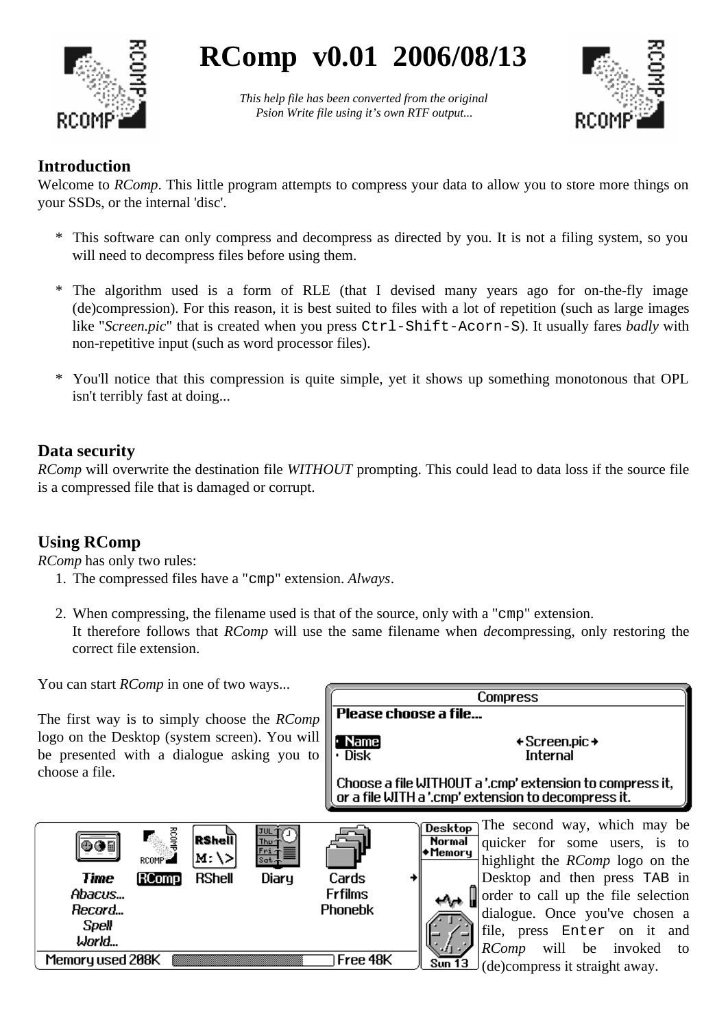# RComp v0.01 2006/08/13

*This help file has been converted from the original Psion Write file using it's own RTF output...*

### Introduction

Welcome to *RComp*. This little program attempts to compress your data to allow you to store more things on your SSDs, or the internal 'disc'.

* This software can only compress and decompress as directed by you. It is not a filing system, so you will need to decompress files before using them.

* The algorithm used is a form of RLE (that I devised many years ago for on-the-fly image (de)compression). For this reason, it is best suited to files with a lot of repetition (such as large images like "*Screen.pic*" that is created when you press `Ctrl-Shift-Acorn-S`). It usually fares *badly* with non-repetitive input (such as word processor files).

* You'll notice that this compression is quite simple, yet it shows up something monotonous that OPL isn't terribly fast at doing...

### Data security

*RComp* will overwrite the destination file *WITHOUT* prompting. This could lead to data loss if the source file is a compressed file that is damaged or corrupt.

### Using RComp

*RComp* has only two rules:

1. The compressed files have a "`cmp`" extension. *Always*.

2. When compressing, the filename used is that of the source, only with a "`cmp`" extension.
   It therefore follows that *RComp* will use the same filename when *de*compressing, only restoring the correct file extension.

You can start *RComp* in one of two ways...

The first way is to simply choose the *RComp* logo on the Desktop (system screen). You will be presented with a dialogue asking you to choose a file.

The second way, which may be quicker for some users, is to highlight the *RComp* logo on the Desktop and then press `TAB` in order to call up the file selection dialogue. Once you've chosen a file, press `Enter` on it and *RComp* will be invoked to (de)compress it straight away.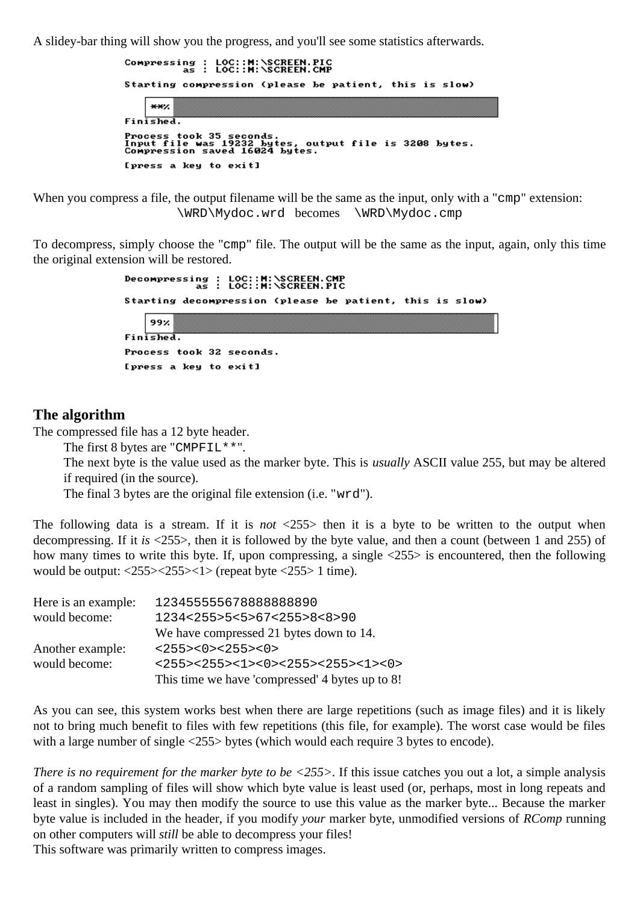A slidey-bar thing will show you the progress, and you'll see some statistics afterwards.

```
Compressing : LOC::M:\SCREEN.PIC
         as : LOC::M:\SCREEN.CMP

Starting compression (please be patient, this is slow)

    **%
Finished.

Process took 35 seconds.
Input file was 19232 bytes, output file is 3208 bytes.
Compression saved 16024 bytes.

[press a key to exit]
```

When you compress a file, the output filename will be the same as the input, only with a "`cmp`" extension:
`\WRD\Mydoc.wrd` becomes `\WRD\Mydoc.cmp`

To decompress, simply choose the "`cmp`" file. The output will be the same as the input, again, only this time the original extension will be restored.

```
Decompressing : LOC::M:\SCREEN.CMP
           as : LOC::M:\SCREEN.PIC

Starting decompression (please be patient, this is slow)

    99%
Finished.

Process took 32 seconds.

[press a key to exit]
```

## The algorithm

The compressed file has a 12 byte header.

The first 8 bytes are "`CMPFIL**`".

The next byte is the value used as the marker byte. This is *usually* ASCII value 255, but may be altered if required (in the source).

The final 3 bytes are the original file extension (i.e. "`wrd`").

The following data is a stream. If it is *not* <255> then it is a byte to be written to the output when decompressing. If it *is* <255>, then it is followed by the byte value, and then a count (between 1 and 255) of how many times to write this byte. If, upon compressing, a single <255> is encountered, then the following would be output: <255><255><1> (repeat byte <255> 1 time).

| | |
|---|---|
| Here is an example: | `123455555678888888890` |
| would become: | `1234<255>5<5>67<255>8<8>90` |
| | We have compressed 21 bytes down to 14. |
| Another example: | `<255><0><255><0>` |
| would become: | `<255><255><1><0><255><255><1><0>` |
| | This time we have 'compressed' 4 bytes up to 8! |

As you can see, this system works best when there are large repetitions (such as image files) and it is likely not to bring much benefit to files with few repetitions (this file, for example). The worst case would be files with a large number of single <255> bytes (which would each require 3 bytes to encode).

*There is no requirement for the marker byte to be <255>*. If this issue catches you out a lot, a simple analysis of a random sampling of files will show which byte value is least used (or, perhaps, most in long repeats and least in singles). You may then modify the source to use this value as the marker byte... Because the marker byte value is included in the header, if you modify *your* marker byte, unmodified versions of *RComp* running on other computers will *still* be able to decompress your files!

This software was primarily written to compress images.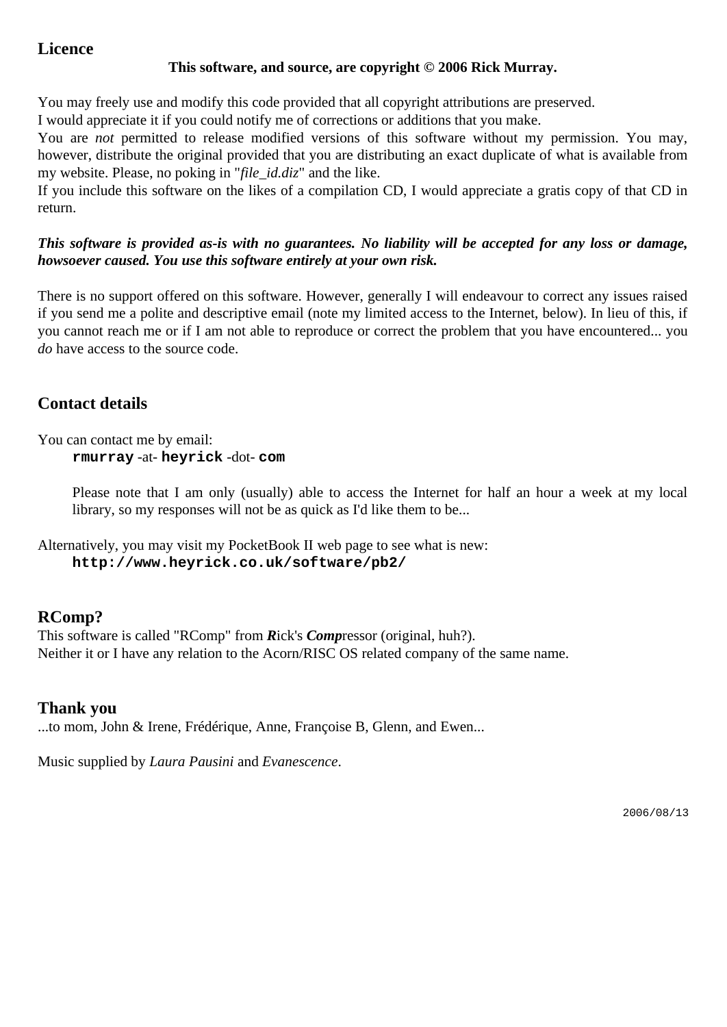## Licence

**This software, and source, are copyright © 2006 Rick Murray.**

You may freely use and modify this code provided that all copyright attributions are preserved.
I would appreciate it if you could notify me of corrections or additions that you make.
You are *not* permitted to release modified versions of this software without my permission. You may, however, distribute the original provided that you are distributing an exact duplicate of what is available from my website. Please, no poking in "*file_id.diz*" and the like.
If you include this software on the likes of a compilation CD, I would appreciate a gratis copy of that CD in return.

***This software is provided as-is with no guarantees. No liability will be accepted for any loss or damage, howsoever caused. You use this software entirely at your own risk.***

There is no support offered on this software. However, generally I will endeavour to correct any issues raised if you send me a polite and descriptive email (note my limited access to the Internet, below). In lieu of this, if you cannot reach me or if I am not able to reproduce or correct the problem that you have encountered... you *do* have access to the source code.

## Contact details

You can contact me by email:

> **`rmurray`** -at- **`heyrick`** -dot- **`com`**
>
> Please note that I am only (usually) able to access the Internet for half an hour a week at my local library, so my responses will not be as quick as I'd like them to be...

Alternatively, you may visit my PocketBook II web page to see what is new:

> **`http://www.heyrick.co.uk/software/pb2/`**

## RComp?

This software is called "RComp" from ***R***ick's ***Comp***ressor (original, huh?).
Neither it or I have any relation to the Acorn/RISC OS related company of the same name.

## Thank you

...to mom, John & Irene, Frédérique, Anne, Françoise B, Glenn, and Ewen...

Music supplied by *Laura Pausini* and *Evanescence*.

2006/08/13